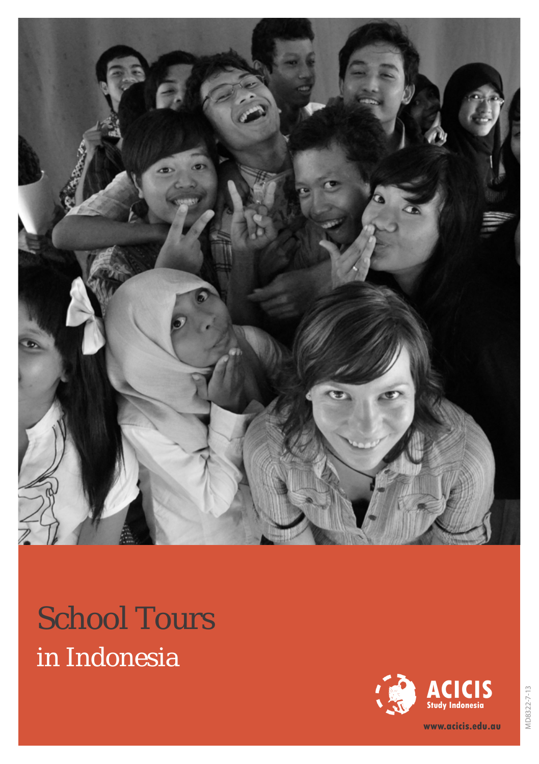# School Tours

## in Indonesia

ACICIS Study Indonesia

www.acicis.edu.au

MD8322-7-13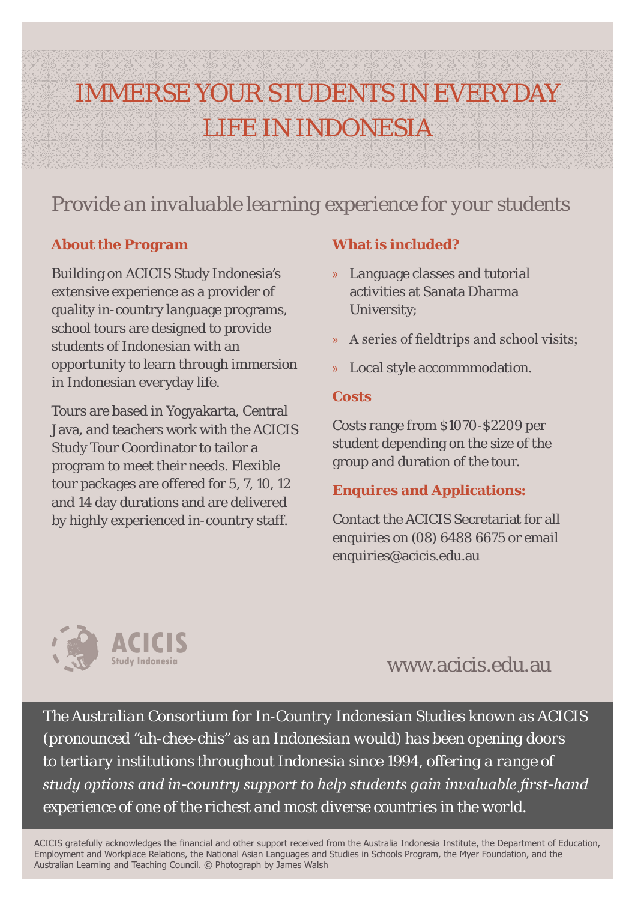# IMMERSE YOUR STUDENTS IN EVERYDAY LIFE IN INDONESIA

## *Provide an invaluable learning experience for your students*

### About the Program

Building on ACICIS Study Indonesia's extensive experience as a provider of quality in-country language programs, school tours are designed to provide students of Indonesian with an opportunity to learn through immersion in Indonesian everyday life.

Tours are based in Yogyakarta, Central Java, and teachers work with the ACICIS Study Tour Coordinator to tailor a program to meet their needs. Flexible tour packages are offered for 5, 7, 10, 12 and 14 day durations and are delivered by highly experienced in-country staff.

### What is included?

- Language classes and tutorial activities at Sanata Dharma University;
- A series of fieldtrips and school visits;
- Local style accommmodation.

### Costs

Costs range from $1070-$2209 per student depending on the size of the group and duration of the tour.

### Enquires and Applications:

Contact the ACICIS Secretariat for all enquiries on (08) 6488 6675 or email enquiries@acicis.edu.au

ACICIS Study Indonesia

www.acicis.edu.au

*The Australian Consortium for In-Country Indonesian Studies known as ACICIS (pronounced "ah-chee-chis" as an Indonesian would) has been opening doors to tertiary institutions throughout Indonesia since 1994, offering a range of study options and in-country support to help students gain invaluable first-hand experience of one of the richest and most diverse countries in the world.*

ACICIS gratefully acknowledges the financial and other support received from the Australia Indonesia Institute, the Department of Education, Employment and Workplace Relations, the National Asian Languages and Studies in Schools Program, the Myer Foundation, and the Australian Learning and Teaching Council. © Photograph by James Walsh